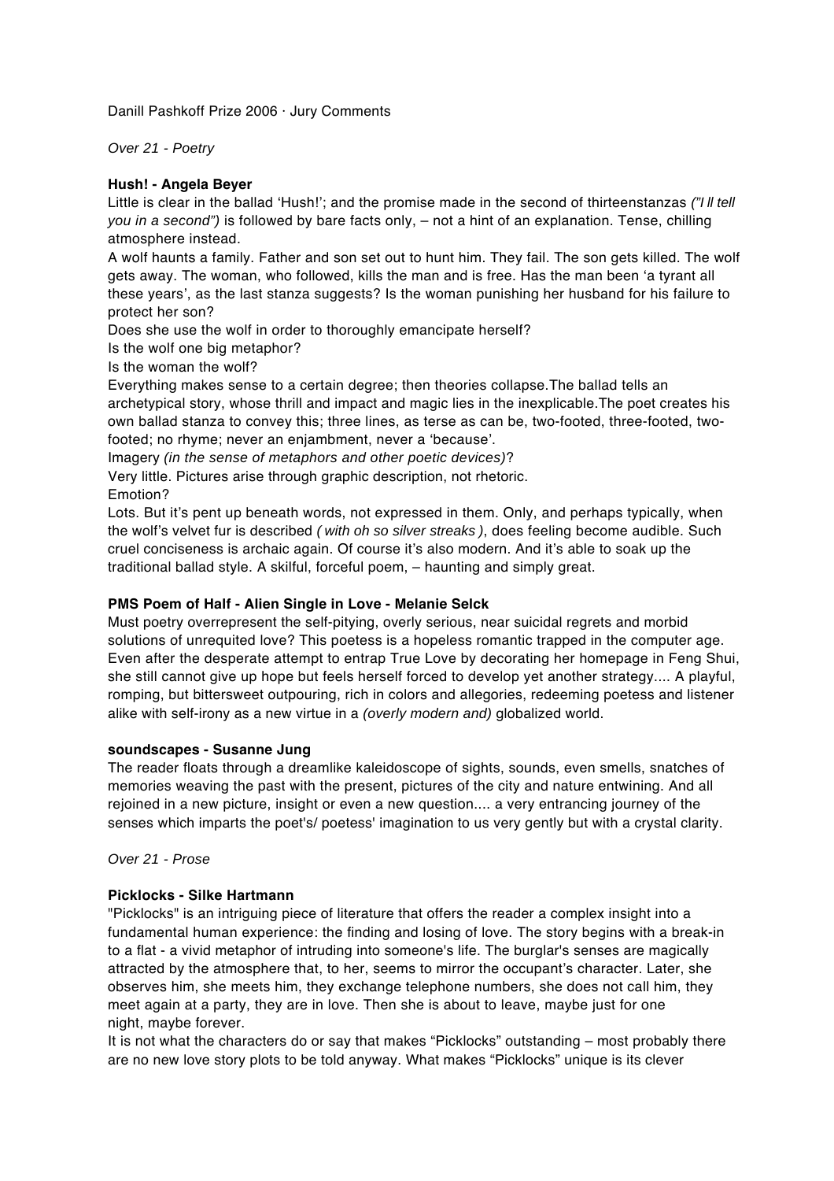Danill Pashkoff Prize 2006 · Jury Comments

*Over 21 - Poetry*

**Hush! - Angela Beyer**

Little is clear in the ballad 'Hush!'; and the promise made in the second of thirteenstanzas *("I ll tell you in a second")* is followed by bare facts only, – not a hint of an explanation. Tense, chilling atmosphere instead.

A wolf haunts a family. Father and son set out to hunt him. They fail. The son gets killed. The wolf gets away. The woman, who followed, kills the man and is free. Has the man been 'a tyrant all these years', as the last stanza suggests? Is the woman punishing her husband for his failure to protect her son?

Does she use the wolf in order to thoroughly emancipate herself?

Is the wolf one big metaphor?

Is the woman the wolf?

Everything makes sense to a certain degree; then theories collapse.The ballad tells an archetypical story, whose thrill and impact and magic lies in the inexplicable.The poet creates his own ballad stanza to convey this; three lines, as terse as can be, two-footed, three-footed, two-footed; no rhyme; never an enjambment, never a 'because'.

Imagery *(in the sense of metaphors and other poetic devices)*?

Very little. Pictures arise through graphic description, not rhetoric.

Emotion?

Lots. But it's pent up beneath words, not expressed in them. Only, and perhaps typically, when the wolf's velvet fur is described *( with oh so silver streaks )*, does feeling become audible. Such cruel conciseness is archaic again. Of course it's also modern. And it's able to soak up the traditional ballad style. A skilful, forceful poem, – haunting and simply great.

**PMS Poem of Half - Alien Single in Love - Melanie Selck**

Must poetry overrepresent the self-pitying, overly serious, near suicidal regrets and morbid solutions of unrequited love? This poetess is a hopeless romantic trapped in the computer age. Even after the desperate attempt to entrap True Love by decorating her homepage in Feng Shui, she still cannot give up hope but feels herself forced to develop yet another strategy.... A playful, romping, but bittersweet outpouring, rich in colors and allegories, redeeming poetess and listener alike with self-irony as a new virtue in a *(overly modern and)* globalized world.

**soundscapes - Susanne Jung**

The reader floats through a dreamlike kaleidoscope of sights, sounds, even smells, snatches of memories weaving the past with the present, pictures of the city and nature entwining. And all rejoined in a new picture, insight or even a new question.... a very entrancing journey of the senses which imparts the poet's/ poetess' imagination to us very gently but with a crystal clarity.

*Over 21 - Prose*

**Picklocks - Silke Hartmann**

"Picklocks" is an intriguing piece of literature that offers the reader a complex insight into a fundamental human experience: the finding and losing of love. The story begins with a break-in to a flat - a vivid metaphor of intruding into someone's life. The burglar's senses are magically attracted by the atmosphere that, to her, seems to mirror the occupant's character. Later, she observes him, she meets him, they exchange telephone numbers, she does not call him, they meet again at a party, they are in love. Then she is about to leave, maybe just for one night, maybe forever.

It is not what the characters do or say that makes "Picklocks" outstanding – most probably there are no new love story plots to be told anyway. What makes "Picklocks" unique is its clever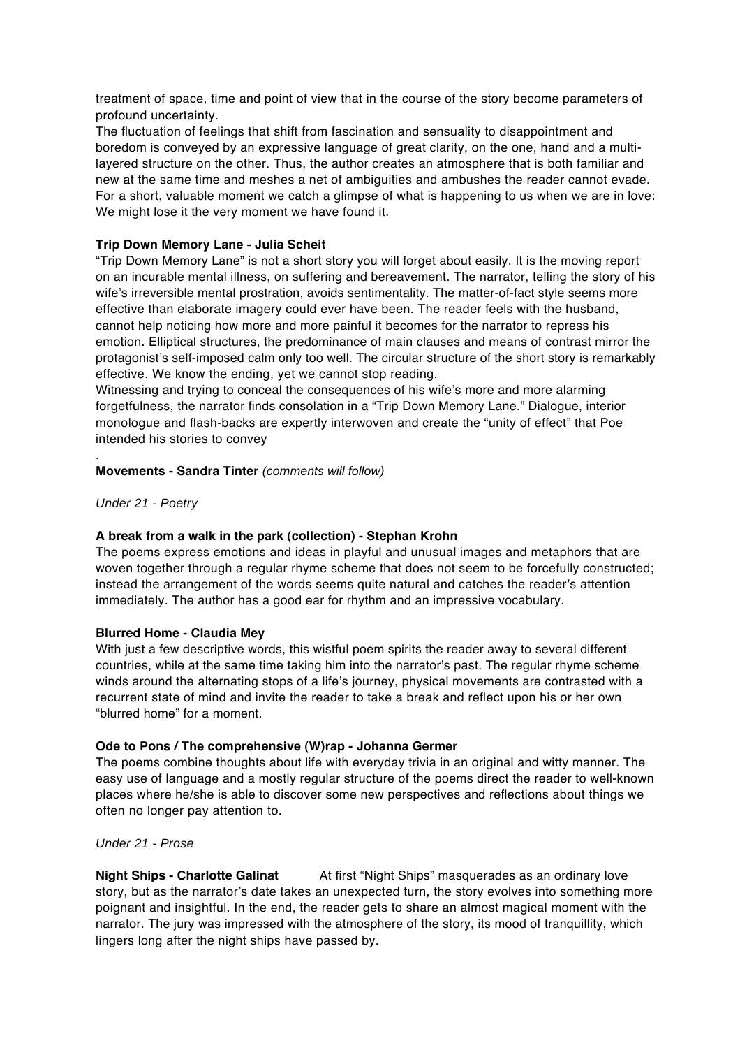treatment of space, time and point of view that in the course of the story become parameters of profound uncertainty.
The fluctuation of feelings that shift from fascination and sensuality to disappointment and boredom is conveyed by an expressive language of great clarity, on the one, hand and a multi-layered structure on the other. Thus, the author creates an atmosphere that is both familiar and new at the same time and meshes a net of ambiguities and ambushes the reader cannot evade. For a short, valuable moment we catch a glimpse of what is happening to us when we are in love: We might lose it the very moment we have found it.

**Trip Down Memory Lane - Julia Scheit**
"Trip Down Memory Lane" is not a short story you will forget about easily. It is the moving report on an incurable mental illness, on suffering and bereavement. The narrator, telling the story of his wife's irreversible mental prostration, avoids sentimentality. The matter-of-fact style seems more effective than elaborate imagery could ever have been. The reader feels with the husband, cannot help noticing how more and more painful it becomes for the narrator to repress his emotion. Elliptical structures, the predominance of main clauses and means of contrast mirror the protagonist's self-imposed calm only too well. The circular structure of the short story is remarkably effective. We know the ending, yet we cannot stop reading.
Witnessing and trying to conceal the consequences of his wife's more and more alarming forgetfulness, the narrator finds consolation in a "Trip Down Memory Lane." Dialogue, interior monologue and flash-backs are expertly interwoven and create the "unity of effect" that Poe intended his stories to convey
.
**Movements - Sandra Tinter** *(comments will follow)*

*Under 21 - Poetry*

**A break from a walk in the park (collection) - Stephan Krohn**
The poems express emotions and ideas in playful and unusual images and metaphors that are woven together through a regular rhyme scheme that does not seem to be forcefully constructed; instead the arrangement of the words seems quite natural and catches the reader's attention immediately. The author has a good ear for rhythm and an impressive vocabulary.

**Blurred Home - Claudia Mey**
With just a few descriptive words, this wistful poem spirits the reader away to several different countries, while at the same time taking him into the narrator's past. The regular rhyme scheme winds around the alternating stops of a life's journey, physical movements are contrasted with a recurrent state of mind and invite the reader to take a break and reflect upon his or her own "blurred home" for a moment.

**Ode to Pons / The comprehensive (W)rap - Johanna Germer**
The poems combine thoughts about life with everyday trivia in an original and witty manner. The easy use of language and a mostly regular structure of the poems direct the reader to well-known places where he/she is able to discover some new perspectives and reflections about things we often no longer pay attention to.

*Under 21 - Prose*

**Night Ships - Charlotte Galinat** At first "Night Ships" masquerades as an ordinary love story, but as the narrator's date takes an unexpected turn, the story evolves into something more poignant and insightful. In the end, the reader gets to share an almost magical moment with the narrator. The jury was impressed with the atmosphere of the story, its mood of tranquillity, which lingers long after the night ships have passed by.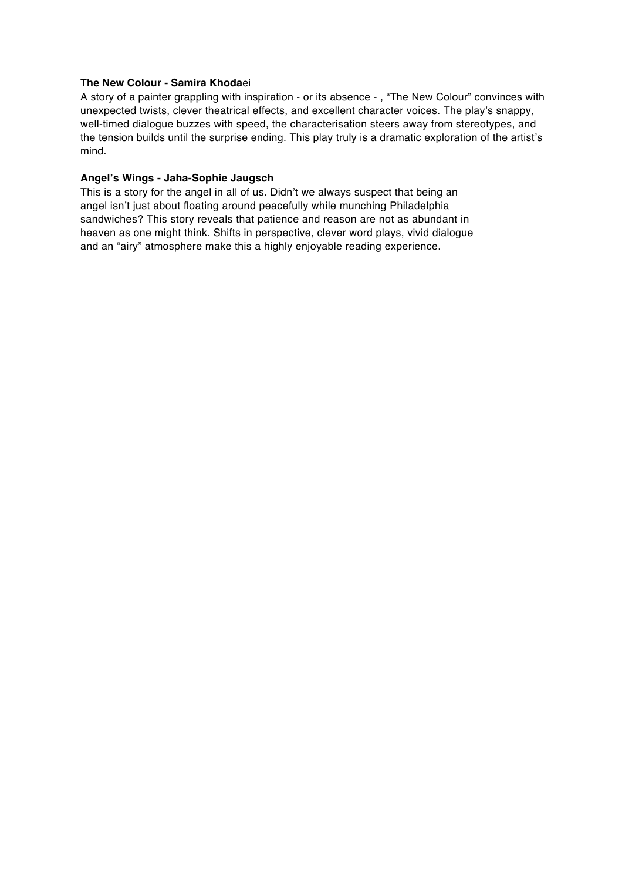**The New Colour - Samira Khodaei**

A story of a painter grappling with inspiration - or its absence - , "The New Colour" convinces with unexpected twists, clever theatrical effects, and excellent character voices. The play's snappy, well-timed dialogue buzzes with speed, the characterisation steers away from stereotypes, and the tension builds until the surprise ending. This play truly is a dramatic exploration of the artist's mind.

**Angel's Wings - Jaha-Sophie Jaugsch**

This is a story for the angel in all of us. Didn't we always suspect that being an angel isn't just about floating around peacefully while munching Philadelphia sandwiches? This story reveals that patience and reason are not as abundant in heaven as one might think. Shifts in perspective, clever word plays, vivid dialogue and an "airy" atmosphere make this a highly enjoyable reading experience.